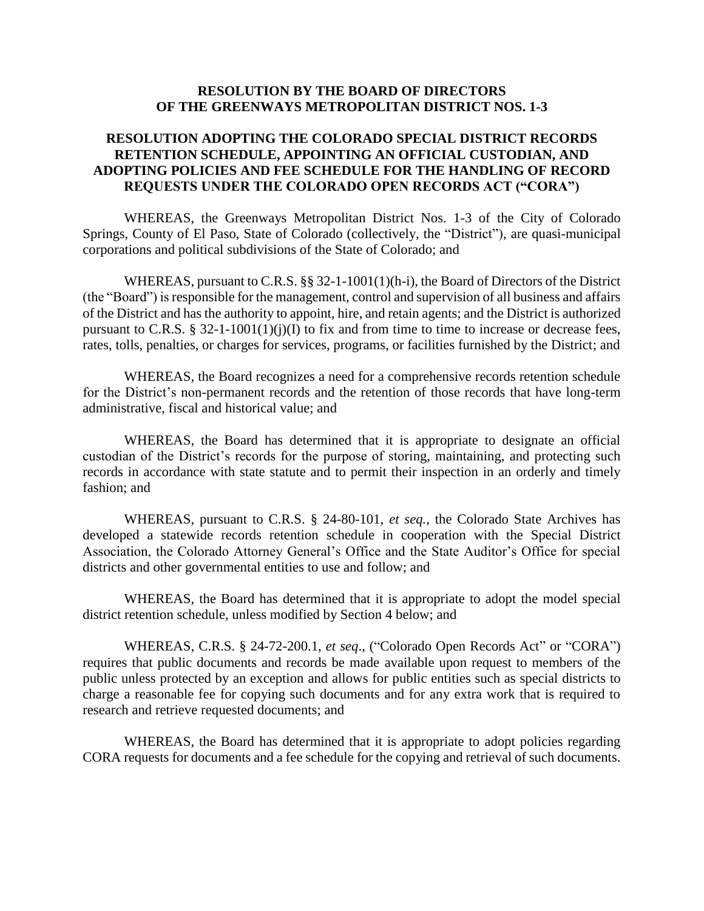# RESOLUTION BY THE BOARD OF DIRECTORS OF THE GREENWAYS METROPOLITAN DISTRICT NOS. 1-3

## RESOLUTION ADOPTING THE COLORADO SPECIAL DISTRICT RECORDS RETENTION SCHEDULE, APPOINTING AN OFFICIAL CUSTODIAN, AND ADOPTING POLICIES AND FEE SCHEDULE FOR THE HANDLING OF RECORD REQUESTS UNDER THE COLORADO OPEN RECORDS ACT ("CORA")

WHEREAS, the Greenways Metropolitan District Nos. 1-3 of the City of Colorado Springs, County of El Paso, State of Colorado (collectively, the "District"), are quasi-municipal corporations and political subdivisions of the State of Colorado; and

WHEREAS, pursuant to C.R.S. §§ 32-1-1001(1)(h-i), the Board of Directors of the District (the "Board") is responsible for the management, control and supervision of all business and affairs of the District and has the authority to appoint, hire, and retain agents; and the District is authorized pursuant to C.R.S. § 32-1-1001(1)(j)(I) to fix and from time to time to increase or decrease fees, rates, tolls, penalties, or charges for services, programs, or facilities furnished by the District; and

WHEREAS, the Board recognizes a need for a comprehensive records retention schedule for the District's non-permanent records and the retention of those records that have long-term administrative, fiscal and historical value; and

WHEREAS, the Board has determined that it is appropriate to designate an official custodian of the District's records for the purpose of storing, maintaining, and protecting such records in accordance with state statute and to permit their inspection in an orderly and timely fashion; and

WHEREAS, pursuant to C.R.S. § 24-80-101, *et seq.*, the Colorado State Archives has developed a statewide records retention schedule in cooperation with the Special District Association, the Colorado Attorney General's Office and the State Auditor's Office for special districts and other governmental entities to use and follow; and

WHEREAS, the Board has determined that it is appropriate to adopt the model special district retention schedule, unless modified by Section 4 below; and

WHEREAS, C.R.S. § 24-72-200.1, *et seq*., ("Colorado Open Records Act" or "CORA") requires that public documents and records be made available upon request to members of the public unless protected by an exception and allows for public entities such as special districts to charge a reasonable fee for copying such documents and for any extra work that is required to research and retrieve requested documents; and

WHEREAS, the Board has determined that it is appropriate to adopt policies regarding CORA requests for documents and a fee schedule for the copying and retrieval of such documents.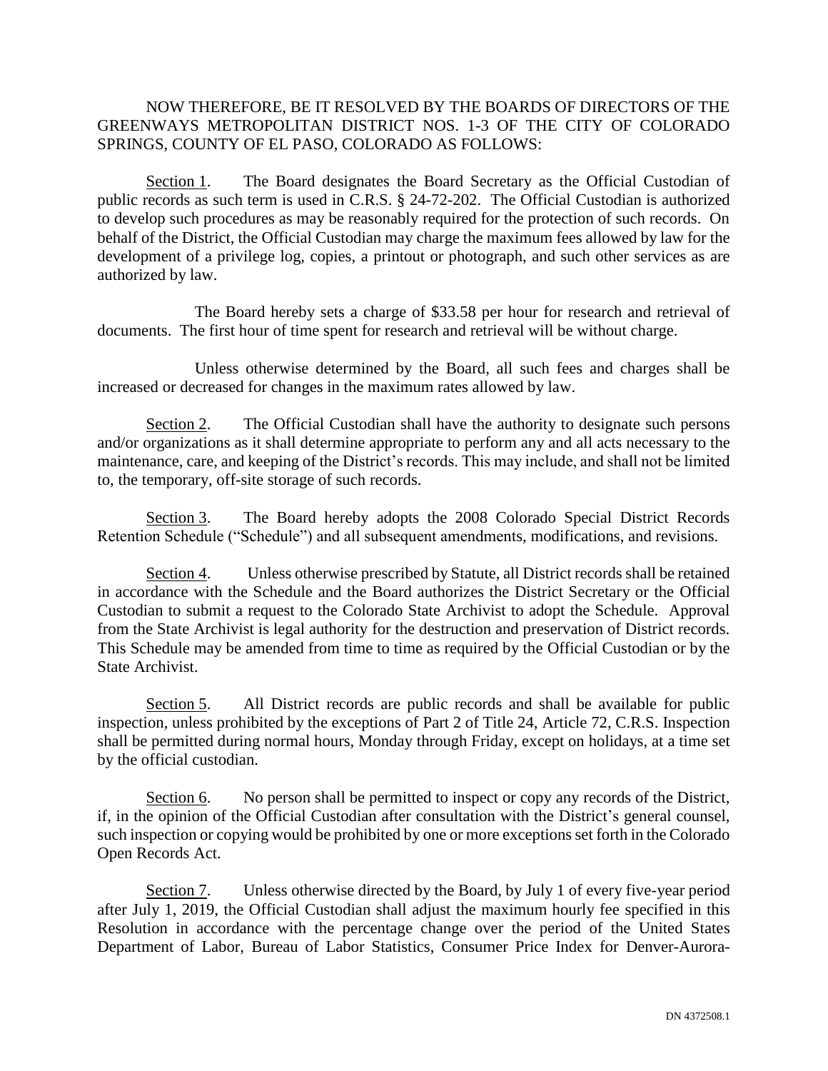NOW THEREFORE, BE IT RESOLVED BY THE BOARDS OF DIRECTORS OF THE GREENWAYS METROPOLITAN DISTRICT NOS. 1-3 OF THE CITY OF COLORADO SPRINGS, COUNTY OF EL PASO, COLORADO AS FOLLOWS:

Section 1. The Board designates the Board Secretary as the Official Custodian of public records as such term is used in C.R.S. § 24-72-202. The Official Custodian is authorized to develop such procedures as may be reasonably required for the protection of such records. On behalf of the District, the Official Custodian may charge the maximum fees allowed by law for the development of a privilege log, copies, a printout or photograph, and such other services as are authorized by law.

The Board hereby sets a charge of $33.58 per hour for research and retrieval of documents. The first hour of time spent for research and retrieval will be without charge.

Unless otherwise determined by the Board, all such fees and charges shall be increased or decreased for changes in the maximum rates allowed by law.

Section 2. The Official Custodian shall have the authority to designate such persons and/or organizations as it shall determine appropriate to perform any and all acts necessary to the maintenance, care, and keeping of the District's records. This may include, and shall not be limited to, the temporary, off-site storage of such records.

Section 3. The Board hereby adopts the 2008 Colorado Special District Records Retention Schedule ("Schedule") and all subsequent amendments, modifications, and revisions.

Section 4. Unless otherwise prescribed by Statute, all District records shall be retained in accordance with the Schedule and the Board authorizes the District Secretary or the Official Custodian to submit a request to the Colorado State Archivist to adopt the Schedule. Approval from the State Archivist is legal authority for the destruction and preservation of District records. This Schedule may be amended from time to time as required by the Official Custodian or by the State Archivist.

Section 5. All District records are public records and shall be available for public inspection, unless prohibited by the exceptions of Part 2 of Title 24, Article 72, C.R.S. Inspection shall be permitted during normal hours, Monday through Friday, except on holidays, at a time set by the official custodian.

Section 6. No person shall be permitted to inspect or copy any records of the District, if, in the opinion of the Official Custodian after consultation with the District's general counsel, such inspection or copying would be prohibited by one or more exceptions set forth in the Colorado Open Records Act.

Section 7. Unless otherwise directed by the Board, by July 1 of every five-year period after July 1, 2019, the Official Custodian shall adjust the maximum hourly fee specified in this Resolution in accordance with the percentage change over the period of the United States Department of Labor, Bureau of Labor Statistics, Consumer Price Index for Denver-Aurora-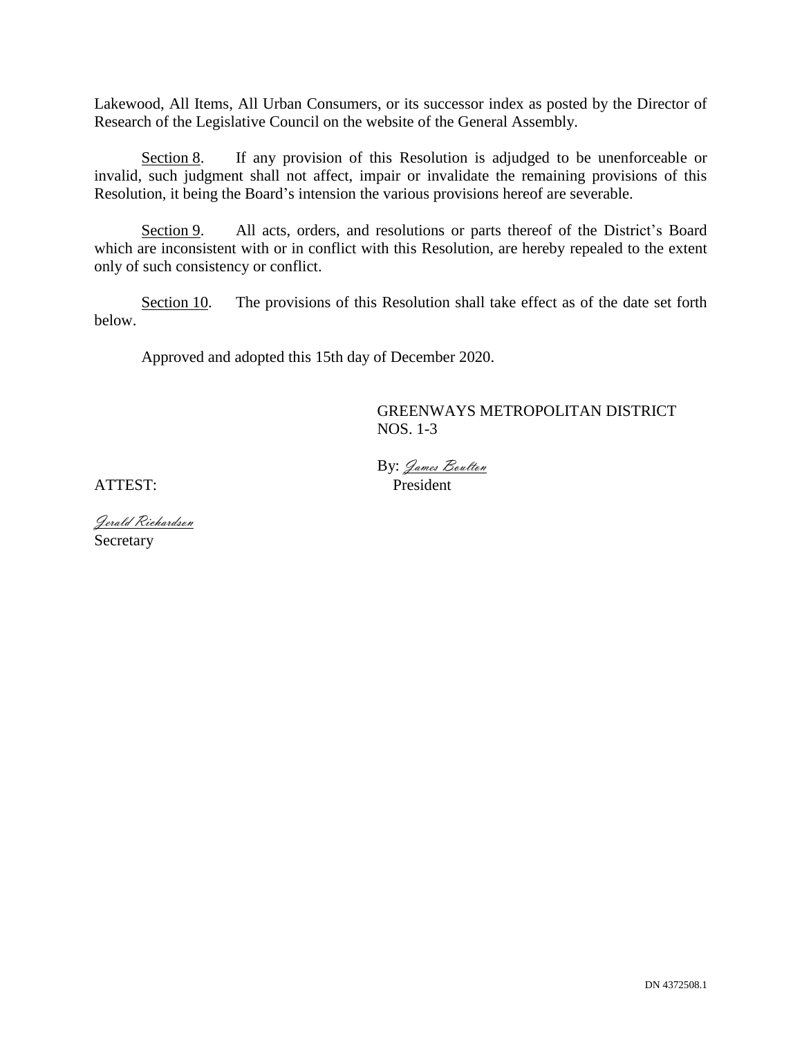Lakewood, All Items, All Urban Consumers, or its successor index as posted by the Director of Research of the Legislative Council on the website of the General Assembly.

Section 8. If any provision of this Resolution is adjudged to be unenforceable or invalid, such judgment shall not affect, impair or invalidate the remaining provisions of this Resolution, it being the Board's intension the various provisions hereof are severable.

Section 9. All acts, orders, and resolutions or parts thereof of the District's Board which are inconsistent with or in conflict with this Resolution, are hereby repealed to the extent only of such consistency or conflict.

Section 10. The provisions of this Resolution shall take effect as of the date set forth below.

Approved and adopted this 15th day of December 2020.

GREENWAYS METROPOLITAN DISTRICT NOS. 1-3

By: *James Boulton*
President

ATTEST:

*Gerald Richardson*
Secretary

DN 4372508.1